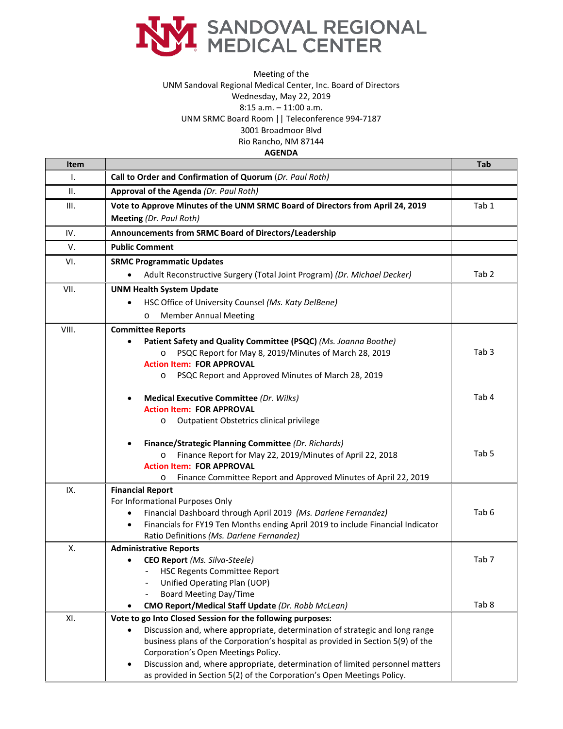# SANDOVAL REGIONAL MEDICAL CENTER

Meeting of the
UNM Sandoval Regional Medical Center, Inc. Board of Directors
Wednesday, May 22, 2019
8:15 a.m. – 11:00 a.m.
UNM SRMC Board Room || Teleconference 994-7187
3001 Broadmoor Blvd
Rio Rancho, NM 87144

**AGENDA**

| Item | | Tab |
|---|---|---|
| I. | **Call to Order and Confirmation of Quorum** (*Dr. Paul Roth)* | |
| II. | **Approval of the Agenda** *(Dr. Paul Roth)* | |
| III. | **Vote to Approve Minutes of the UNM SRMC Board of Directors from April 24, 2019 Meeting** *(Dr. Paul Roth)* | Tab 1 |
| IV. | **Announcements from SRMC Board of Directors/Leadership** | |
| V. | **Public Comment** | |
| VI. | **SRMC Programmatic Updates**<br>• Adult Reconstructive Surgery (Total Joint Program) *(Dr. Michael Decker)* | Tab 2 |
| VII. | **UNM Health System Update**<br>• HSC Office of University Counsel *(Ms. Katy DelBene)*<br>o Member Annual Meeting | |
| VIII. | **Committee Reports**<br>• **Patient Safety and Quality Committee (PSQC)** *(Ms. Joanna Boothe)*<br>o PSQC Report for May 8, 2019/Minutes of March 28, 2019<br>Action Item: **FOR APPROVAL**<br>o PSQC Report and Approved Minutes of March 28, 2019<br><br>• **Medical Executive Committee** *(Dr. Wilks)*<br>Action Item: **FOR APPROVAL**<br>o Outpatient Obstetrics clinical privilege<br><br>• **Finance/Strategic Planning Committee** *(Dr. Richards)*<br>o Finance Report for May 22, 2019/Minutes of April 22, 2018<br>Action Item: **FOR APPROVAL**<br>o Finance Committee Report and Approved Minutes of April 22, 2019 | Tab 3<br><br><br><br><br>Tab 4<br><br><br><br>Tab 5 |
| IX. | **Financial Report**<br>For Informational Purposes Only<br>• Financial Dashboard through April 2019 *(Ms. Darlene Fernandez)*<br>• Financials for FY19 Ten Months ending April 2019 to include Financial Indicator Ratio Definitions *(Ms. Darlene Fernandez)* | Tab 6 |
| X. | **Administrative Reports**<br>• **CEO Report** *(Ms. Silva-Steele)*<br>- HSC Regents Committee Report<br>- Unified Operating Plan (UOP)<br>- Board Meeting Day/Time<br>• **CMO Report/Medical Staff Update** *(Dr. Robb McLean)* | Tab 7<br><br><br><br>Tab 8 |
| XI. | **Vote to go Into Closed Session for the following purposes:**<br>• Discussion and, where appropriate, determination of strategic and long range business plans of the Corporation's hospital as provided in Section 5(9) of the Corporation's Open Meetings Policy.<br>• Discussion and, where appropriate, determination of limited personnel matters as provided in Section 5(2) of the Corporation's Open Meetings Policy. | |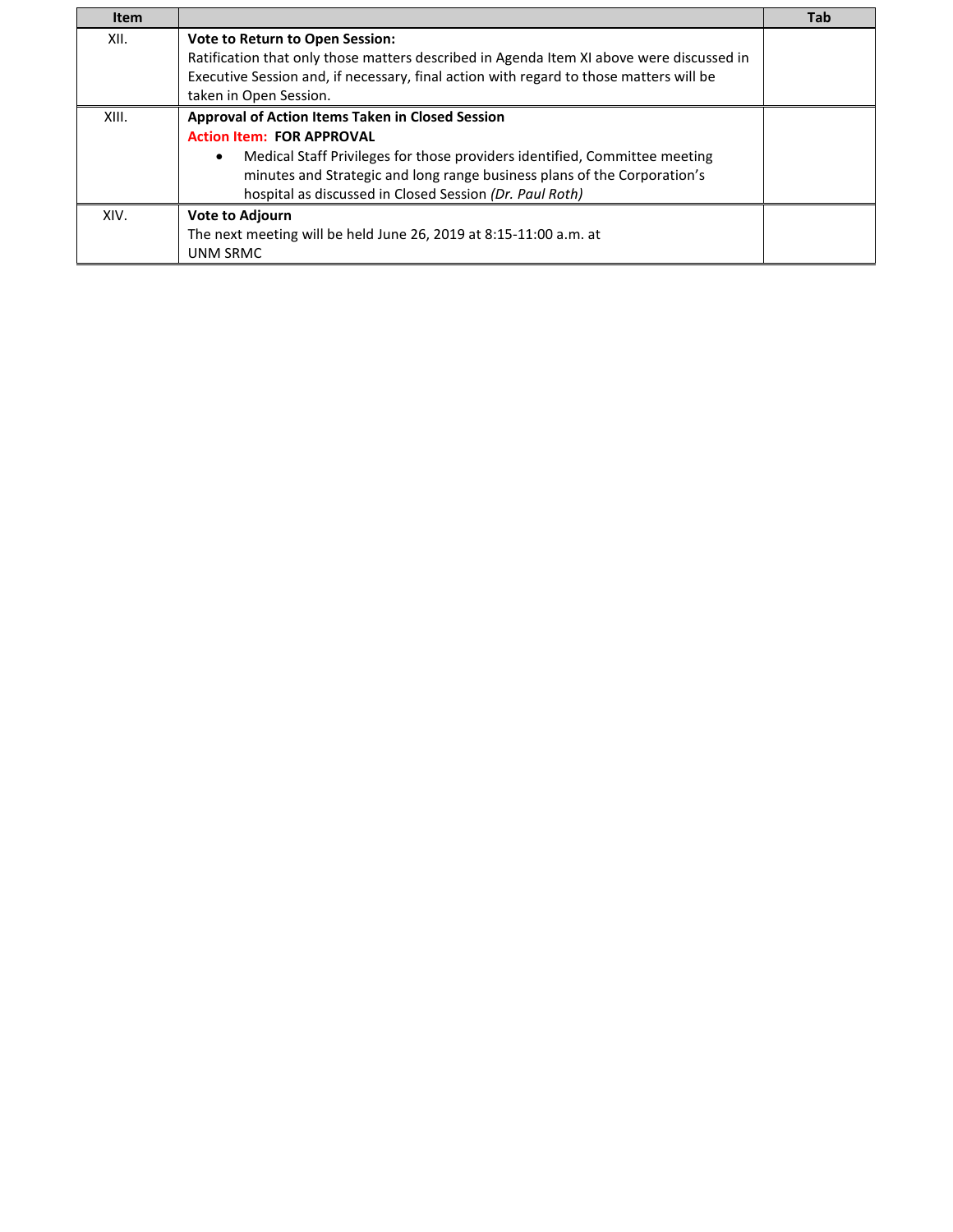| Item | | Tab |
| --- | --- | --- |
| XII. | **Vote to Return to Open Session:**<br>Ratification that only those matters described in Agenda Item XI above were discussed in Executive Session and, if necessary, final action with regard to those matters will be taken in Open Session. | |
| XIII. | **Approval of Action Items Taken in Closed Session**<br>**Action Item: FOR APPROVAL**<br>• Medical Staff Privileges for those providers identified, Committee meeting minutes and Strategic and long range business plans of the Corporation's hospital as discussed in Closed Session *(Dr. Paul Roth)* | |
| XIV. | **Vote to Adjourn**<br>The next meeting will be held June 26, 2019 at 8:15-11:00 a.m. at UNM SRMC | |